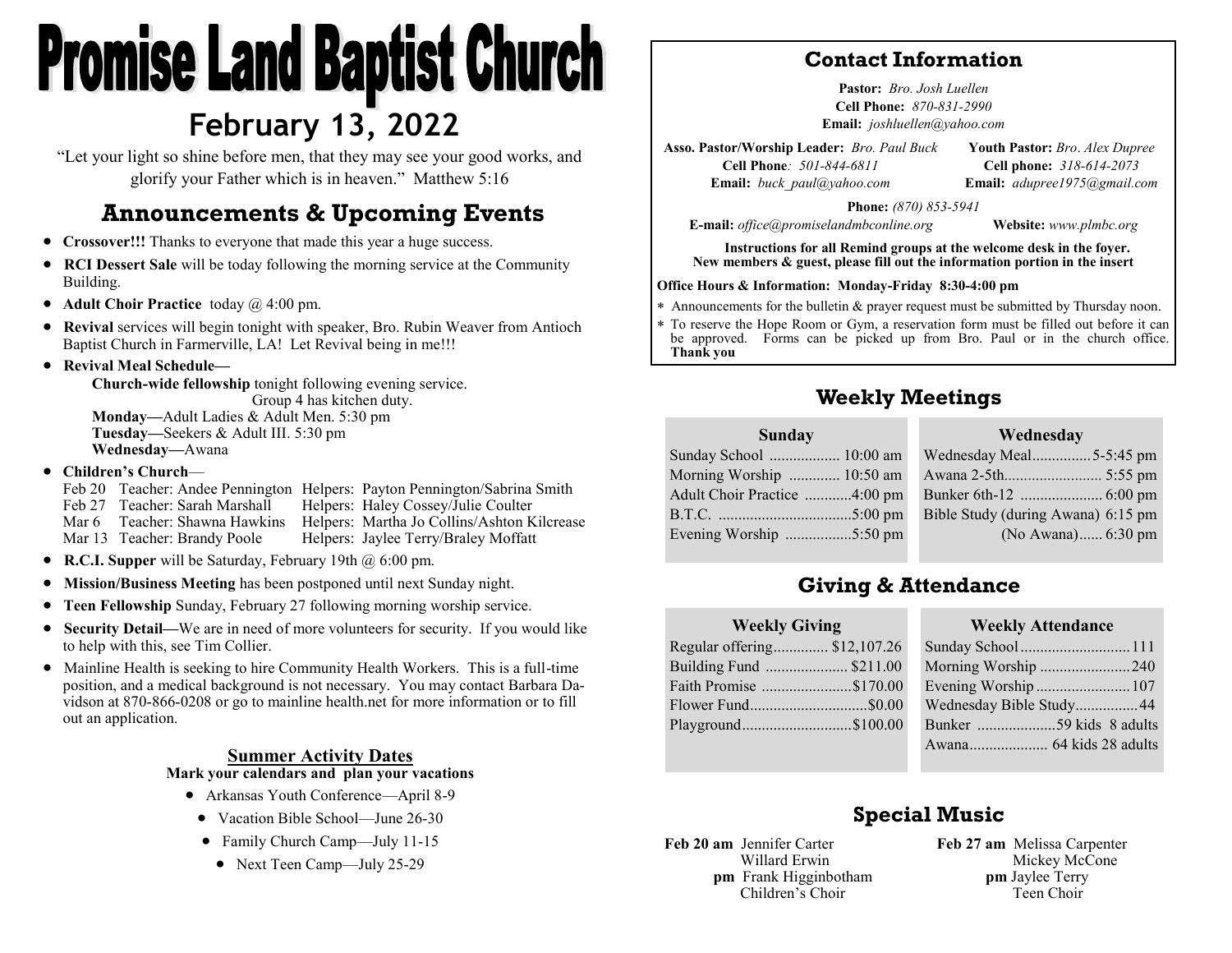# Promise Land Baptist Church

## February 13, 2022

"Let your light so shine before men, that they may see your good works, and glorify your Father which is in heaven." Matthew 5:16

## Announcements & Upcoming Events

- **Crossover!!!** Thanks to everyone that made this year a huge success.
- **RCI Dessert Sale** will be today following the morning service at the Community Building.
- **Adult Choir Practice** today @ 4:00 pm.
- **Revival** services will begin tonight with speaker, Bro. Rubin Weaver from Antioch Baptist Church in Farmerville, LA! Let Revival being in me!!!
- **Revival Meal Schedule—**
  - **Church-wide fellowship** tonight following evening service. Group 4 has kitchen duty.
  - **Monday—**Adult Ladies & Adult Men. 5:30 pm
  - **Tuesday—**Seekers & Adult III. 5:30 pm
  - **Wednesday—**Awana
- **Children's Church**—

| Date | Teacher | Helpers |
|---|---|---|
| Feb 20 | Teacher: Andee Pennington | Helpers: Payton Pennington/Sabrina Smith |
| Feb 27 | Teacher: Sarah Marshall | Helpers: Haley Cossey/Julie Coulter |
| Mar 6 | Teacher: Shawna Hawkins | Helpers: Martha Jo Collins/Ashton Kilcrease |
| Mar 13 | Teacher: Brandy Poole | Helpers: Jaylee Terry/Braley Moffatt |

- **R.C.I. Supper** will be Saturday, February 19th @ 6:00 pm.
- **Mission/Business Meeting** has been postponed until next Sunday night.
- **Teen Fellowship** Sunday, February 27 following morning worship service.
- **Security Detail—**We are in need of more volunteers for security. If you would like to help with this, see Tim Collier.
- Mainline Health is seeking to hire Community Health Workers. This is a full-time position, and a medical background is not necessary. You may contact Barbara Davidson at 870-866-0208 or go to mainline health.net for more information or to fill out an application.

### Summer Activity Dates

**Mark your calendars and plan your vacations**

- Arkansas Youth Conference—April 8-9
- Vacation Bible School—June 26-30
- Family Church Camp—July 11-15
- Next Teen Camp—July 25-29

## Contact Information

**Pastor:** *Bro. Josh Luellen*
**Cell Phone:** *870-831-2990*
**Email:** *joshluellen@yahoo.com*

**Asso. Pastor/Worship Leader:** *Bro. Paul Buck*
**Cell Phone**: *501-844-6811*
**Email:** *buck_paul@yahoo.com*

**Youth Pastor:** *Bro. Alex Dupree*
**Cell phone:** *318-614-2073*
**Email:** *adupree1975@gmail.com*

**Phone:** *(870) 853-5941*
**E-mail:** *office@promiselandmbconline.org*
**Website:** *www.plmbc.org*

**Instructions for all Remind groups at the welcome desk in the foyer.**
**New members & guest, please fill out the information portion in the insert**

**Office Hours & Information: Monday-Friday 8:30-4:00 pm**

- Announcements for the bulletin & prayer request must be submitted by Thursday noon.
- To reserve the Hope Room or Gym, a reservation form must be filled out before it can be approved. Forms can be picked up from Bro. Paul or in the church office. **Thank you**

## Weekly Meetings

| Sunday | |
|---|---|
| Sunday School | 10:00 am |
| Morning Worship | 10:50 am |
| Adult Choir Practice | 4:00 pm |
| B.T.C. | 5:00 pm |
| Evening Worship | 5:50 pm |

| Wednesday | |
|---|---|
| Wednesday Meal | 5-5:45 pm |
| Awana 2-5th | 5:55 pm |
| Bunker 6th-12 | 6:00 pm |
| Bible Study (during Awana) | 6:15 pm |
| (No Awana) | 6:30 pm |

## Giving & Attendance

| Weekly Giving | |
|---|---|
| Regular offering | $12,107.26 |
| Building Fund | $211.00 |
| Faith Promise | $170.00 |
| Flower Fund | $0.00 |
| Playground | $100.00 |

| Weekly Attendance | |
|---|---|
| Sunday School | 111 |
| Morning Worship | 240 |
| Evening Worship | 107 |
| Wednesday Bible Study | 44 |
| Bunker | 59 kids 8 adults |
| Awana | 64 kids 28 adults |

## Special Music

**Feb 20 am** Jennifer Carter
Willard Erwin
**pm** Frank Higginbotham
Children's Choir

**Feb 27 am** Melissa Carpenter
Mickey McCone
**pm** Jaylee Terry
Teen Choir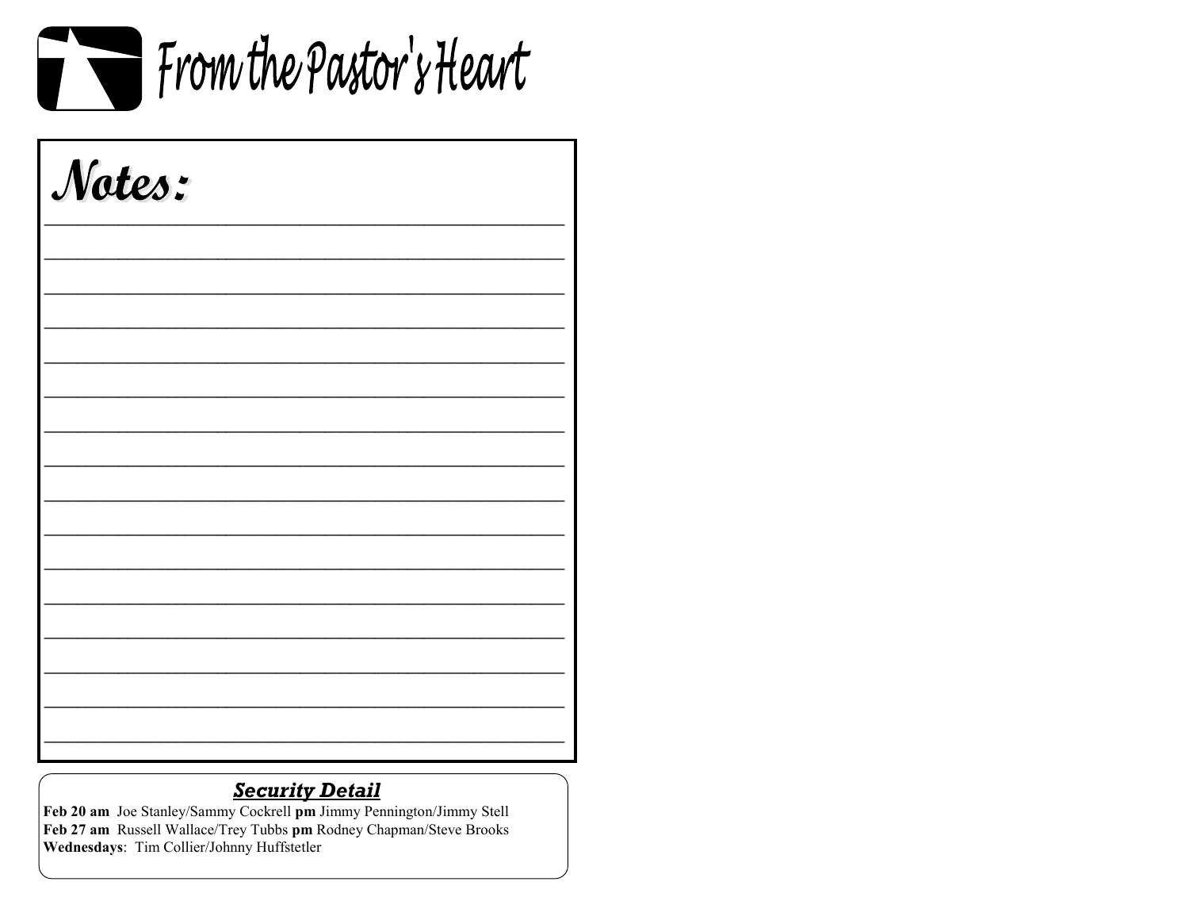# From the Pastor's Heart

## Notes:

## Security Detail

**Feb 20 am** Joe Stanley/Sammy Cockrell **pm** Jimmy Pennington/Jimmy Stell
**Feb 27 am** Russell Wallace/Trey Tubbs **pm** Rodney Chapman/Steve Brooks
**Wednesdays**: Tim Collier/Johnny Huffstetler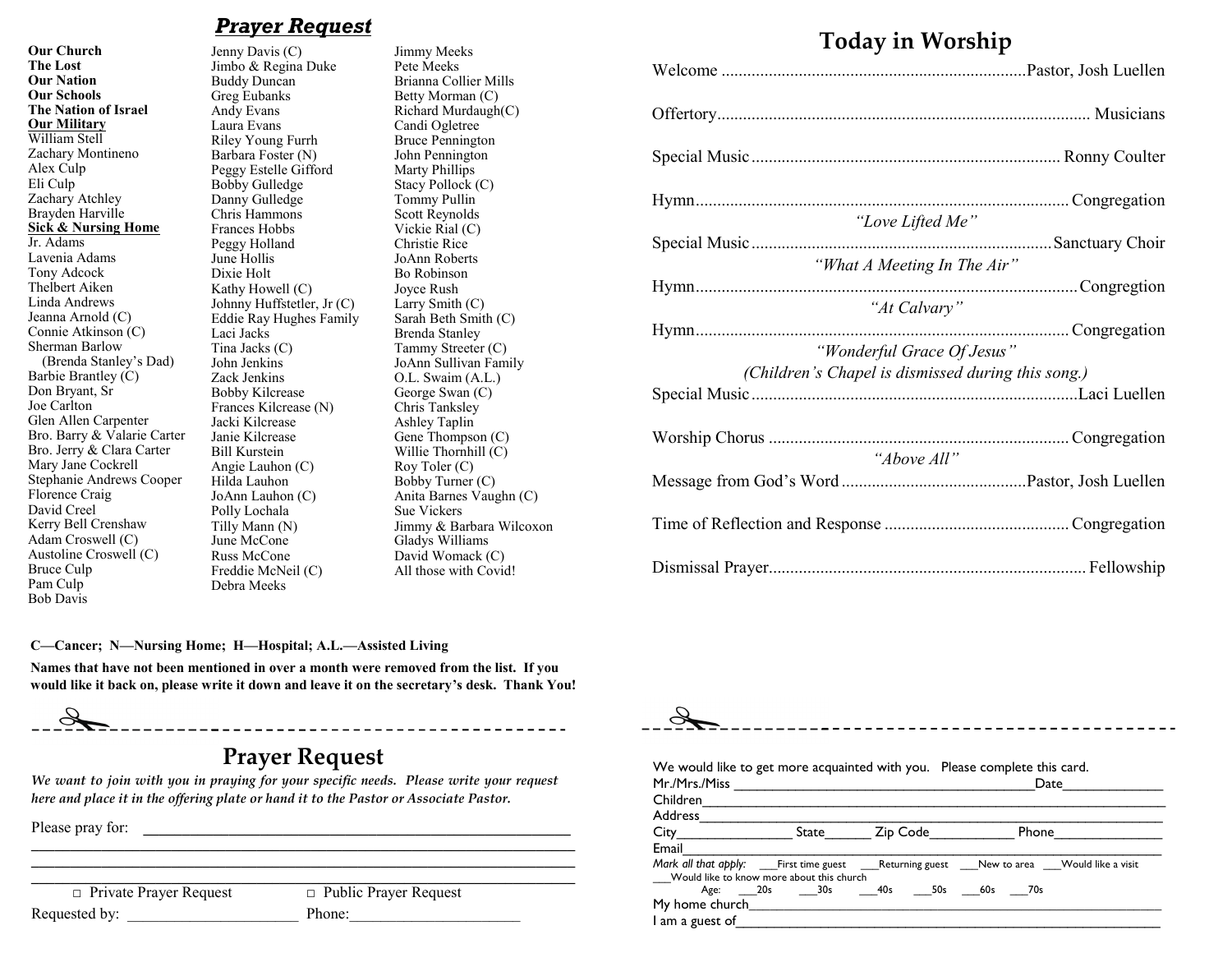## *Prayer Request*

**Our Church**
**The Lost**
**Our Nation**
**Our Schools**
**The Nation of Israel**
**Our Military**

William Stell
Zachary Montineno
Alex Culp
Eli Culp
Zachary Atchley
Brayden Harville

**Sick & Nursing Home**

Jr. Adams
Lavenia Adams
Tony Adcock
Thelbert Aiken
Linda Andrews
Jeanna Arnold (C)
Connie Atkinson (C)
Sherman Barlow
(Brenda Stanley's Dad)
Barbie Brantley (C)
Don Bryant, Sr
Joe Carlton
Glen Allen Carpenter
Bro. Barry & Valarie Carter
Bro. Jerry & Clara Carter
Mary Jane Cockrell
Stephanie Andrews Cooper
Florence Craig
David Creel
Kerry Bell Crenshaw
Adam Croswell (C)
Austoline Croswell (C)
Bruce Culp
Pam Culp
Bob Davis
Jenny Davis (C)
Jimbo & Regina Duke
Buddy Duncan
Greg Eubanks
Andy Evans
Laura Evans
Riley Young Furrh
Barbara Foster (N)
Peggy Estelle Gifford
Bobby Gulledge
Danny Gulledge
Chris Hammons
Frances Hobbs
Peggy Holland
June Hollis
Dixie Holt
Kathy Howell (C)
Johnny Huffstetler, Jr (C)
Eddie Ray Hughes Family
Laci Jacks
Tina Jacks (C)
John Jenkins
Zack Jenkins
Bobby Kilcrease
Frances Kilcrease (N)
Jacki Kilcrease
Janie Kilcrease
Bill Kurstein
Angie Lauhon (C)
Hilda Lauhon
JoAnn Lauhon (C)
Polly Lochala
Tilly Mann (N)
June McCone
Russ McCone
Freddie McNeil (C)
Debra Meeks
Jimmy Meeks
Pete Meeks
Brianna Collier Mills
Betty Morman (C)
Richard Murdaugh(C)
Candi Ogletree
Bruce Pennington
John Pennington
Marty Phillips
Stacy Pollock (C)
Tommy Pullin
Scott Reynolds
Vickie Rial (C)
Christie Rice
JoAnn Roberts
Bo Robinson
Joyce Rush
Larry Smith (C)
Sarah Beth Smith (C)
Brenda Stanley
Tammy Streeter (C)
JoAnn Sullivan Family
O.L. Swaim (A.L.)
George Swan (C)
Chris Tanksley
Ashley Taplin
Gene Thompson (C)
Willie Thornhill (C)
Roy Toler (C)
Bobby Turner (C)
Anita Barnes Vaughn (C)
Sue Vickers
Jimmy & Barbara Wilcoxon
Gladys Williams
David Womack (C)
All those with Covid!

**C—Cancer; N—Nursing Home; H—Hospital; A.L.—Assisted Living**

**Names that have not been mentioned in over a month were removed from the list. If you would like it back on, please write it down and leave it on the secretary's desk. Thank You!**

---

## Prayer Request

*We want to join with you in praying for your specific needs. Please write your request here and place it in the offering plate or hand it to the Pastor or Associate Pastor.*

Please pray for: ______________________________________________

______________________________________________

______________________________________________

______________________________________________

□ Private Prayer Request    □ Public Prayer Request

Requested by: ____________________ Phone:____________________

# Today in Worship

Welcome ........................................ Pastor, Josh Luellen

Offertory........................................ Musicians

Special Music ........................................ Ronny Coulter

Hymn........................................ Congregation
*"Love Lifted Me"*

Special Music ........................................ Sanctuary Choir
*"What A Meeting In The Air"*

Hymn........................................ Congregtion
*"At Calvary"*

Hymn........................................ Congregation
*"Wonderful Grace Of Jesus"*
*(Children's Chapel is dismissed during this song.)*

Special Music ........................................ Laci Luellen

Worship Chorus ........................................ Congregation
*"Above All"*

Message from God's Word ........................................ Pastor, Josh Luellen

Time of Reflection and Response ........................................ Congregation

Dismissal Prayer........................................ Fellowship

---

We would like to get more acquainted with you. Please complete this card.

Mr./Mrs./Miss ________________________________ Date____________

Children____________________________________________

Address____________________________________________

City______________ State______ Zip Code__________ Phone_____________

Email____________________________________________

*Mark all that apply:* ___First time guest ___Returning guest ___New to area ___Would like a visit ___Would like to know more about this church

Age: ___20s ___30s ___40s ___50s ___60s ___70s

My home church____________________________________________

I am a guest of____________________________________________